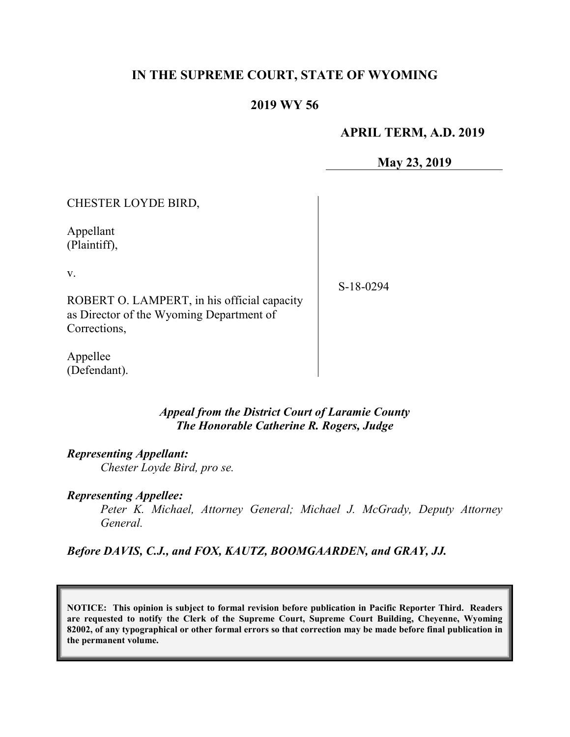**IN THE SUPREME COURT, STATE OF WYOMING**

**2019 WY 56**

**APRIL TERM, A.D. 2019**

**May 23, 2019**

| | |
|---|---|
| CHESTER LOYDE BIRD,<br><br>Appellant<br>(Plaintiff),<br><br>v.<br><br>ROBERT O. LAMPERT, in his official capacity as Director of the Wyoming Department of Corrections,<br><br>Appellee<br>(Defendant). | S-18-0294 |

***Appeal from the District Court of Laramie County***
***The Honorable Catherine R. Rogers, Judge***

***Representing Appellant:***
*Chester Loyde Bird, pro se.*

***Representing Appellee:***
*Peter K. Michael, Attorney General; Michael J. McGrady, Deputy Attorney General.*

***Before DAVIS, C.J., and FOX, KAUTZ, BOOMGAARDEN, and GRAY, JJ.***

**NOTICE: This opinion is subject to formal revision before publication in Pacific Reporter Third. Readers are requested to notify the Clerk of the Supreme Court, Supreme Court Building, Cheyenne, Wyoming 82002, of any typographical or other formal errors so that correction may be made before final publication in the permanent volume.**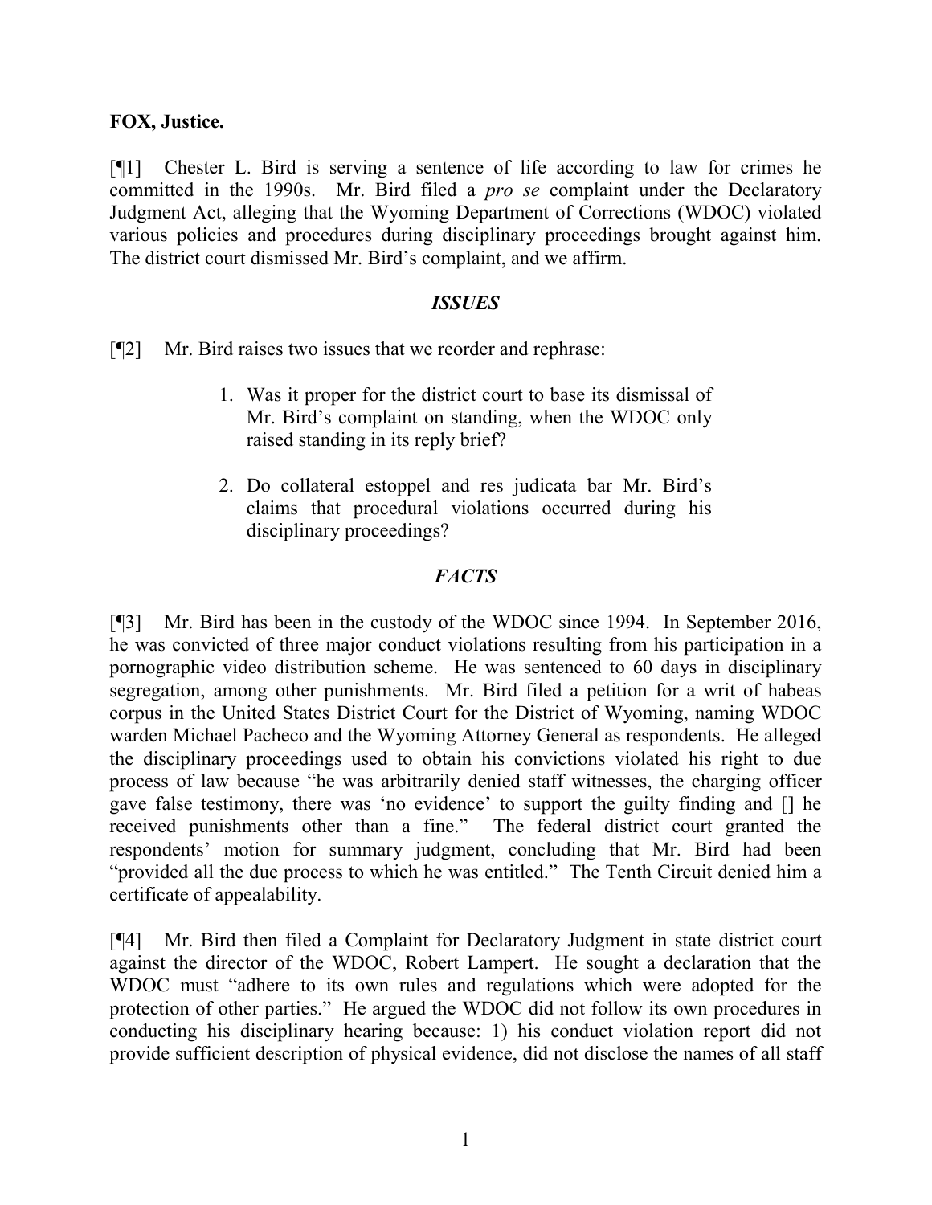**FOX, Justice.**

[¶1] Chester L. Bird is serving a sentence of life according to law for crimes he committed in the 1990s. Mr. Bird filed a *pro se* complaint under the Declaratory Judgment Act, alleging that the Wyoming Department of Corrections (WDOC) violated various policies and procedures during disciplinary proceedings brought against him. The district court dismissed Mr. Bird's complaint, and we affirm.

## *ISSUES*

[¶2] Mr. Bird raises two issues that we reorder and rephrase:

> 1. Was it proper for the district court to base its dismissal of Mr. Bird's complaint on standing, when the WDOC only raised standing in its reply brief?
>
> 2. Do collateral estoppel and res judicata bar Mr. Bird's claims that procedural violations occurred during his disciplinary proceedings?

## *FACTS*

[¶3] Mr. Bird has been in the custody of the WDOC since 1994. In September 2016, he was convicted of three major conduct violations resulting from his participation in a pornographic video distribution scheme. He was sentenced to 60 days in disciplinary segregation, among other punishments. Mr. Bird filed a petition for a writ of habeas corpus in the United States District Court for the District of Wyoming, naming WDOC warden Michael Pacheco and the Wyoming Attorney General as respondents. He alleged the disciplinary proceedings used to obtain his convictions violated his right to due process of law because "he was arbitrarily denied staff witnesses, the charging officer gave false testimony, there was 'no evidence' to support the guilty finding and [] he received punishments other than a fine." The federal district court granted the respondents' motion for summary judgment, concluding that Mr. Bird had been "provided all the due process to which he was entitled." The Tenth Circuit denied him a certificate of appealability.

[¶4] Mr. Bird then filed a Complaint for Declaratory Judgment in state district court against the director of the WDOC, Robert Lampert. He sought a declaration that the WDOC must "adhere to its own rules and regulations which were adopted for the protection of other parties." He argued the WDOC did not follow its own procedures in conducting his disciplinary hearing because: 1) his conduct violation report did not provide sufficient description of physical evidence, did not disclose the names of all staff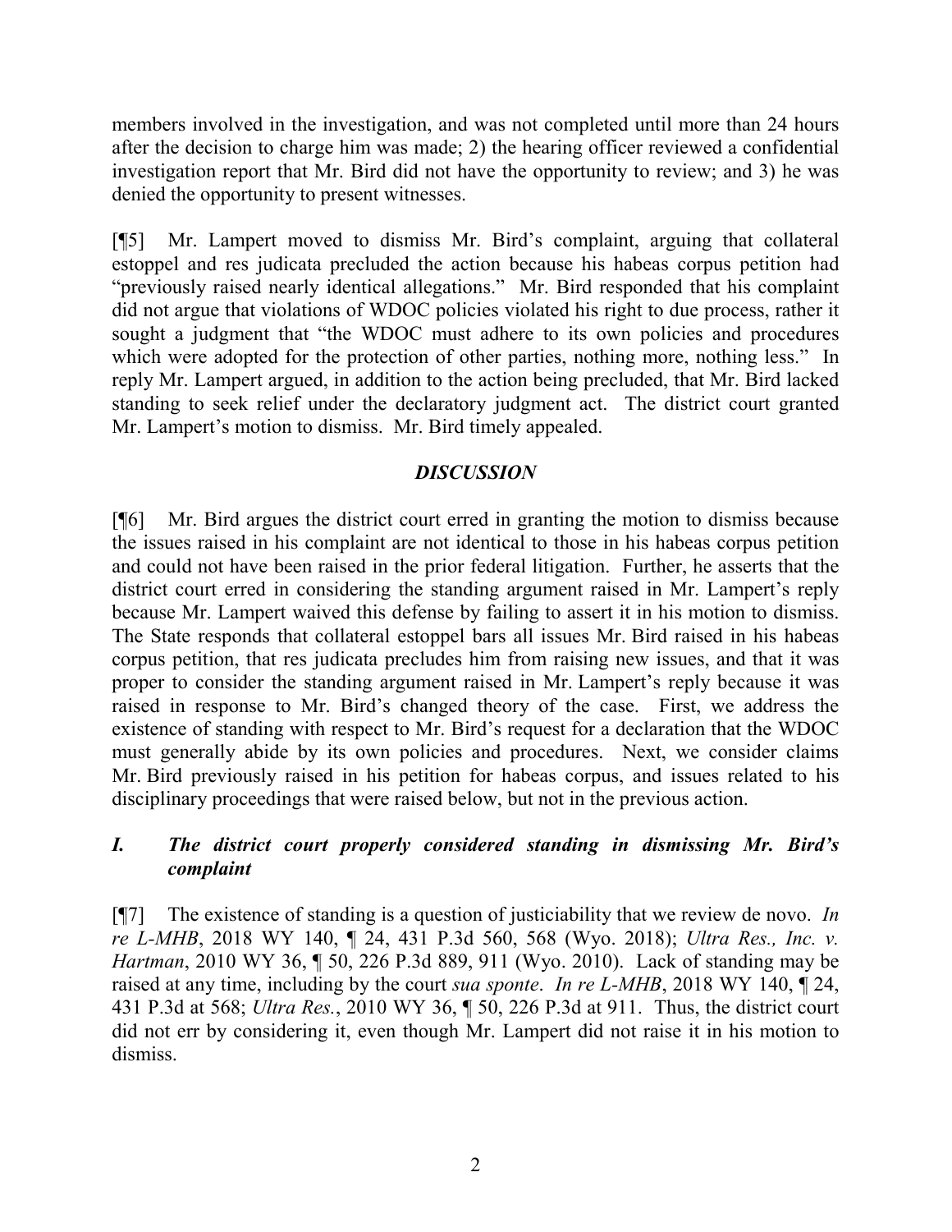members involved in the investigation, and was not completed until more than 24 hours after the decision to charge him was made; 2) the hearing officer reviewed a confidential investigation report that Mr. Bird did not have the opportunity to review; and 3) he was denied the opportunity to present witnesses.

[¶5] Mr. Lampert moved to dismiss Mr. Bird's complaint, arguing that collateral estoppel and res judicata precluded the action because his habeas corpus petition had "previously raised nearly identical allegations." Mr. Bird responded that his complaint did not argue that violations of WDOC policies violated his right to due process, rather it sought a judgment that "the WDOC must adhere to its own policies and procedures which were adopted for the protection of other parties, nothing more, nothing less." In reply Mr. Lampert argued, in addition to the action being precluded, that Mr. Bird lacked standing to seek relief under the declaratory judgment act. The district court granted Mr. Lampert's motion to dismiss. Mr. Bird timely appealed.

## *DISCUSSION*

[¶6] Mr. Bird argues the district court erred in granting the motion to dismiss because the issues raised in his complaint are not identical to those in his habeas corpus petition and could not have been raised in the prior federal litigation. Further, he asserts that the district court erred in considering the standing argument raised in Mr. Lampert's reply because Mr. Lampert waived this defense by failing to assert it in his motion to dismiss. The State responds that collateral estoppel bars all issues Mr. Bird raised in his habeas corpus petition, that res judicata precludes him from raising new issues, and that it was proper to consider the standing argument raised in Mr. Lampert's reply because it was raised in response to Mr. Bird's changed theory of the case. First, we address the existence of standing with respect to Mr. Bird's request for a declaration that the WDOC must generally abide by its own policies and procedures. Next, we consider claims Mr. Bird previously raised in his petition for habeas corpus, and issues related to his disciplinary proceedings that were raised below, but not in the previous action.

### *I. The district court properly considered standing in dismissing Mr. Bird's complaint*

[¶7] The existence of standing is a question of justiciability that we review de novo. *In re L-MHB*, 2018 WY 140, ¶ 24, 431 P.3d 560, 568 (Wyo. 2018); *Ultra Res., Inc. v. Hartman*, 2010 WY 36, ¶ 50, 226 P.3d 889, 911 (Wyo. 2010). Lack of standing may be raised at any time, including by the court *sua sponte*. *In re L-MHB*, 2018 WY 140, ¶ 24, 431 P.3d at 568; *Ultra Res.*, 2010 WY 36, ¶ 50, 226 P.3d at 911. Thus, the district court did not err by considering it, even though Mr. Lampert did not raise it in his motion to dismiss.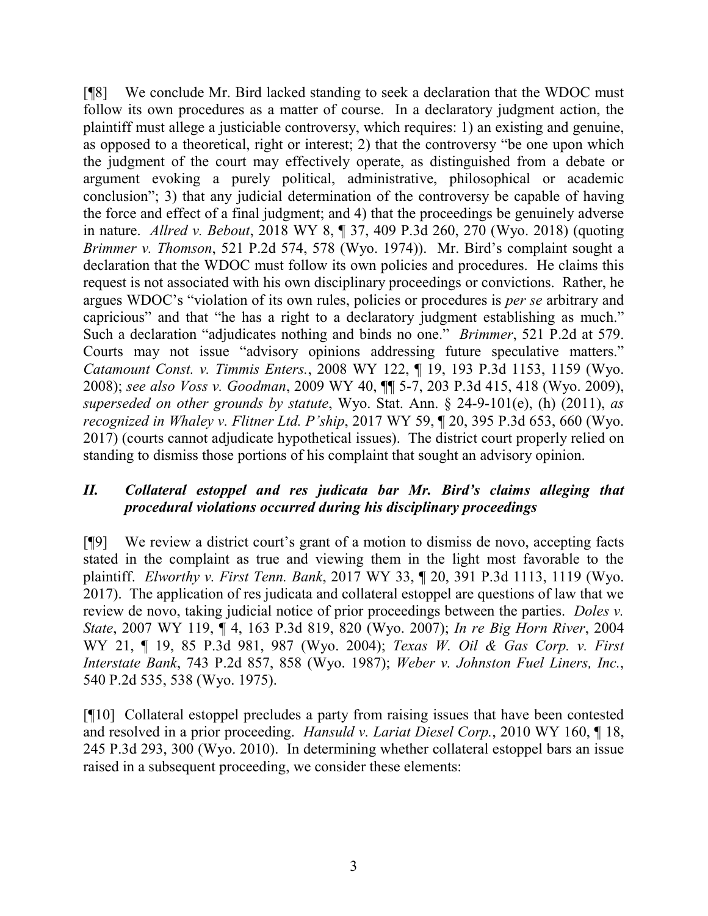[¶8] We conclude Mr. Bird lacked standing to seek a declaration that the WDOC must follow its own procedures as a matter of course. In a declaratory judgment action, the plaintiff must allege a justiciable controversy, which requires: 1) an existing and genuine, as opposed to a theoretical, right or interest; 2) that the controversy "be one upon which the judgment of the court may effectively operate, as distinguished from a debate or argument evoking a purely political, administrative, philosophical or academic conclusion"; 3) that any judicial determination of the controversy be capable of having the force and effect of a final judgment; and 4) that the proceedings be genuinely adverse in nature. *Allred v. Bebout*, 2018 WY 8, ¶ 37, 409 P.3d 260, 270 (Wyo. 2018) (quoting *Brimmer v. Thomson*, 521 P.2d 574, 578 (Wyo. 1974)). Mr. Bird's complaint sought a declaration that the WDOC must follow its own policies and procedures. He claims this request is not associated with his own disciplinary proceedings or convictions. Rather, he argues WDOC's "violation of its own rules, policies or procedures is *per se* arbitrary and capricious" and that "he has a right to a declaratory judgment establishing as much." Such a declaration "adjudicates nothing and binds no one." *Brimmer*, 521 P.2d at 579. Courts may not issue "advisory opinions addressing future speculative matters." *Catamount Const. v. Timmis Enters.*, 2008 WY 122, ¶ 19, 193 P.3d 1153, 1159 (Wyo. 2008); *see also Voss v. Goodman*, 2009 WY 40, ¶¶ 5-7, 203 P.3d 415, 418 (Wyo. 2009), *superseded on other grounds by statute*, Wyo. Stat. Ann. § 24-9-101(e), (h) (2011), *as recognized in Whaley v. Flitner Ltd. P'ship*, 2017 WY 59, ¶ 20, 395 P.3d 653, 660 (Wyo. 2017) (courts cannot adjudicate hypothetical issues). The district court properly relied on standing to dismiss those portions of his complaint that sought an advisory opinion.

## *II. Collateral estoppel and res judicata bar Mr. Bird's claims alleging that procedural violations occurred during his disciplinary proceedings*

[¶9] We review a district court's grant of a motion to dismiss de novo, accepting facts stated in the complaint as true and viewing them in the light most favorable to the plaintiff. *Elworthy v. First Tenn. Bank*, 2017 WY 33, ¶ 20, 391 P.3d 1113, 1119 (Wyo. 2017). The application of res judicata and collateral estoppel are questions of law that we review de novo, taking judicial notice of prior proceedings between the parties. *Doles v. State*, 2007 WY 119, ¶ 4, 163 P.3d 819, 820 (Wyo. 2007); *In re Big Horn River*, 2004 WY 21, ¶ 19, 85 P.3d 981, 987 (Wyo. 2004); *Texas W. Oil & Gas Corp. v. First Interstate Bank*, 743 P.2d 857, 858 (Wyo. 1987); *Weber v. Johnston Fuel Liners, Inc.*, 540 P.2d 535, 538 (Wyo. 1975).

[¶10] Collateral estoppel precludes a party from raising issues that have been contested and resolved in a prior proceeding. *Hansuld v. Lariat Diesel Corp.*, 2010 WY 160, ¶ 18, 245 P.3d 293, 300 (Wyo. 2010). In determining whether collateral estoppel bars an issue raised in a subsequent proceeding, we consider these elements: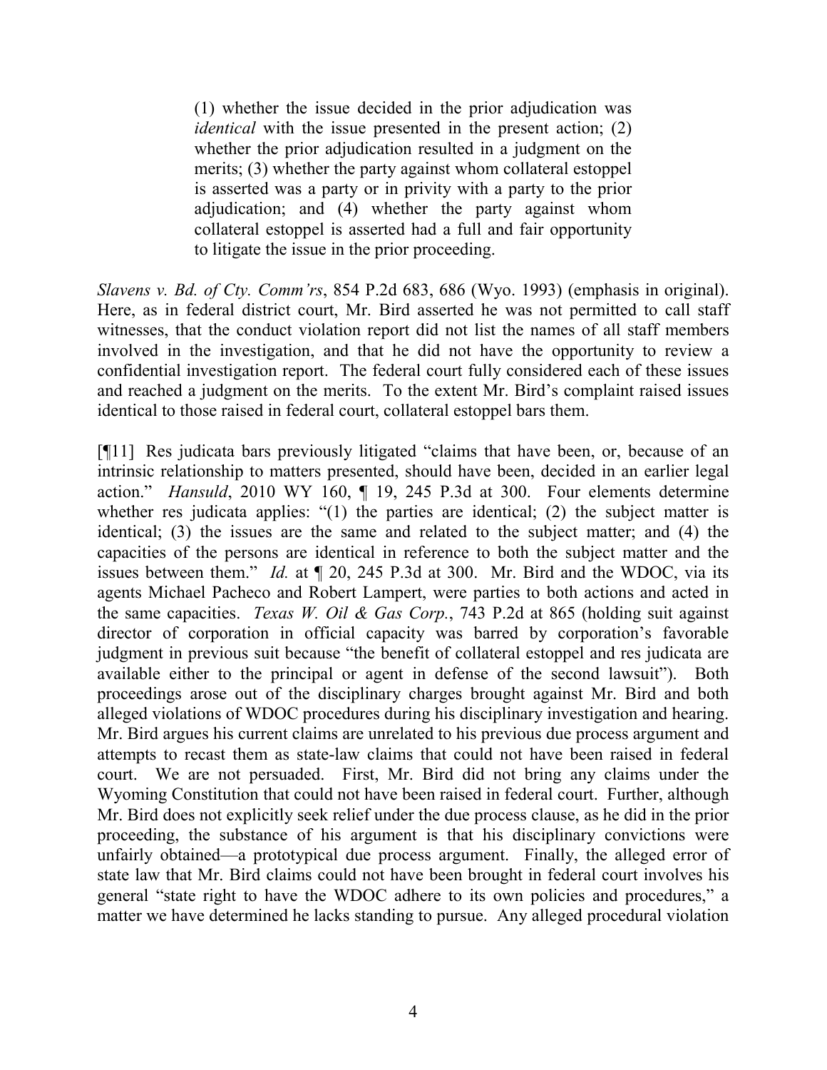> (1) whether the issue decided in the prior adjudication was *identical* with the issue presented in the present action; (2) whether the prior adjudication resulted in a judgment on the merits; (3) whether the party against whom collateral estoppel is asserted was a party or in privity with a party to the prior adjudication; and (4) whether the party against whom collateral estoppel is asserted had a full and fair opportunity to litigate the issue in the prior proceeding.

*Slavens v. Bd. of Cty. Comm'rs*, 854 P.2d 683, 686 (Wyo. 1993) (emphasis in original). Here, as in federal district court, Mr. Bird asserted he was not permitted to call staff witnesses, that the conduct violation report did not list the names of all staff members involved in the investigation, and that he did not have the opportunity to review a confidential investigation report. The federal court fully considered each of these issues and reached a judgment on the merits. To the extent Mr. Bird's complaint raised issues identical to those raised in federal court, collateral estoppel bars them.

[¶11] Res judicata bars previously litigated "claims that have been, or, because of an intrinsic relationship to matters presented, should have been, decided in an earlier legal action." *Hansuld*, 2010 WY 160, ¶ 19, 245 P.3d at 300. Four elements determine whether res judicata applies: "(1) the parties are identical; (2) the subject matter is identical; (3) the issues are the same and related to the subject matter; and (4) the capacities of the persons are identical in reference to both the subject matter and the issues between them." *Id.* at ¶ 20, 245 P.3d at 300. Mr. Bird and the WDOC, via its agents Michael Pacheco and Robert Lampert, were parties to both actions and acted in the same capacities. *Texas W. Oil & Gas Corp.*, 743 P.2d at 865 (holding suit against director of corporation in official capacity was barred by corporation's favorable judgment in previous suit because "the benefit of collateral estoppel and res judicata are available either to the principal or agent in defense of the second lawsuit"). Both proceedings arose out of the disciplinary charges brought against Mr. Bird and both alleged violations of WDOC procedures during his disciplinary investigation and hearing. Mr. Bird argues his current claims are unrelated to his previous due process argument and attempts to recast them as state-law claims that could not have been raised in federal court. We are not persuaded. First, Mr. Bird did not bring any claims under the Wyoming Constitution that could not have been raised in federal court. Further, although Mr. Bird does not explicitly seek relief under the due process clause, as he did in the prior proceeding, the substance of his argument is that his disciplinary convictions were unfairly obtained—a prototypical due process argument. Finally, the alleged error of state law that Mr. Bird claims could not have been brought in federal court involves his general "state right to have the WDOC adhere to its own policies and procedures," a matter we have determined he lacks standing to pursue. Any alleged procedural violation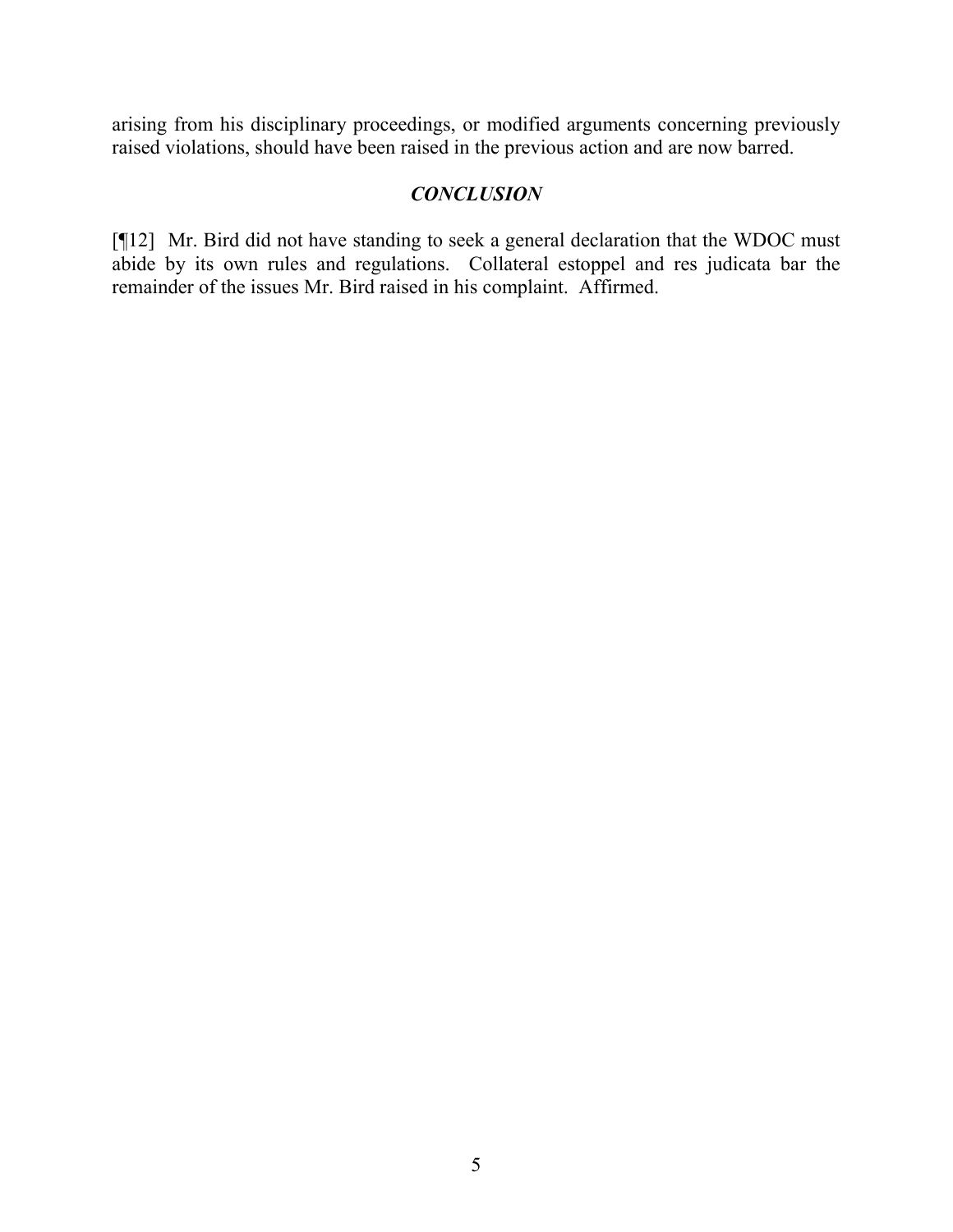arising from his disciplinary proceedings, or modified arguments concerning previously raised violations, should have been raised in the previous action and are now barred.

## *CONCLUSION*

[¶12] Mr. Bird did not have standing to seek a general declaration that the WDOC must abide by its own rules and regulations. Collateral estoppel and res judicata bar the remainder of the issues Mr. Bird raised in his complaint. Affirmed.